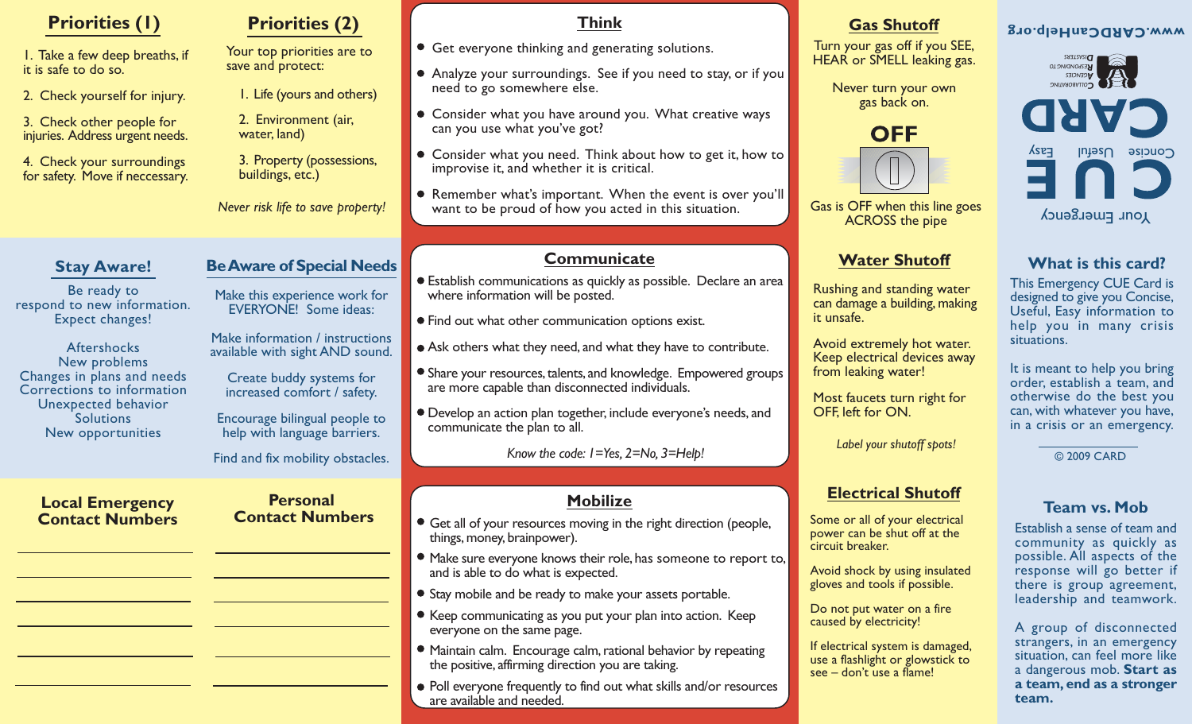## Priorities (1)

1. Take a few deep breaths, if it is safe to do so.
2. Check yourself for injury.
3. Check other people for injuries. Address urgent needs.
4. Check your surroundings for safety. Move if neccessary.

## Priorities (2)

Your top priorities are to save and protect:

1. Life (yours and others)
2. Environment (air, water, land)
3. Property (possessions, buildings, etc.)

*Never risk life to save property!*

## Stay Aware!

Be ready to respond to new information. Expect changes!

Aftershocks
New problems
Changes in plans and needs
Corrections to information
Unexpected behavior
Solutions
New opportunities

## Be Aware of Special Needs

Make this experience work for EVERYONE! Some ideas:

Make information / instructions available with sight AND sound.

Create buddy systems for increased comfort / safety.

Encourage bilingual people to help with language barriers.

Find and fix mobility obstacles.

## Local Emergency Contact Numbers

______________________

______________________

______________________

______________________

______________________

______________________

## Personal Contact Numbers

______________________

______________________

______________________

______________________

______________________

______________________

## Think

- Get everyone thinking and generating solutions.
- Analyze your surroundings. See if you need to stay, or if you need to go somewhere else.
- Consider what you have around you. What creative ways can you use what you've got?
- Consider what you need. Think about how to get it, how to improve it, and whether it is critical.
- Remember what's important. When the event is over you'll want to be proud of how you acted in this situation.

## Communicate

- Establish communications as quickly as possible. Declare an area where information will be posted.
- Find out what other communication options exist.
- Ask others what they need, and what they have to contribute.
- Share your resources, talents, and knowledge. Empowered groups are more capable than disconnected individuals.
- Develop an action plan together, include everyone's needs, and communicate the plan to all.

*Know the code: 1=Yes, 2=No, 3=Help!*

## Mobilize

- Get all of your resources moving in the right direction (people, things, money, brainpower).
- Make sure everyone knows their role, has someone to report to, and is able to do what is expected.
- Stay mobile and be ready to make your assets portable.
- Keep communicating as you put your plan into action. Keep everyone on the same page.
- Maintain calm. Encourage calm, rational behavior by repeating the positive, affirming direction you are taking.
- Poll everyone frequently to find out what skills and/or resources are available and needed.

## Gas Shutoff

Turn your gas off if you SEE, HEAR or SMELL leaking gas.

Never turn your own gas back on.

**OFF**

Gas is OFF when this line goes ACROSS the pipe

## Water Shutoff

Rushing and standing water can damage a building, making it unsafe.

Avoid extremely hot water. Keep electrical devices away from leaking water!

Most faucets turn right for OFF, left for ON.

*Label your shutoff spots!*

## Electrical Shutoff

Some or all of your electrical power can be shut off at the circuit breaker.

Avoid shock by using insulated gloves and tools if possible.

Do not put water on a fire caused by electricity!

If electrical system is damaged, use a flashlight or glowstick to see – don't use a flame!

www.CARDCanHelp.org

CARD — Collaborating Agencies Responding to Disasters

CUE — Your Emergency — Concise Useful Easy

## What is this card?

This Emergency CUE Card is designed to give you Concise, Useful, Easy information to help you in many crisis situations.

It is meant to help you bring order, establish a team, and otherwise do the best you can, with whatever you have, in a crisis or an emergency.

© 2009 CARD

## Team vs. Mob

Establish a sense of team and community as quickly as possible. All aspects of the response will go better if there is group agreement, leadership and teamwork.

A group of disconnected strangers, in an emergency situation, can feel more like a dangerous mob. **Start as a team, end as a stronger team.**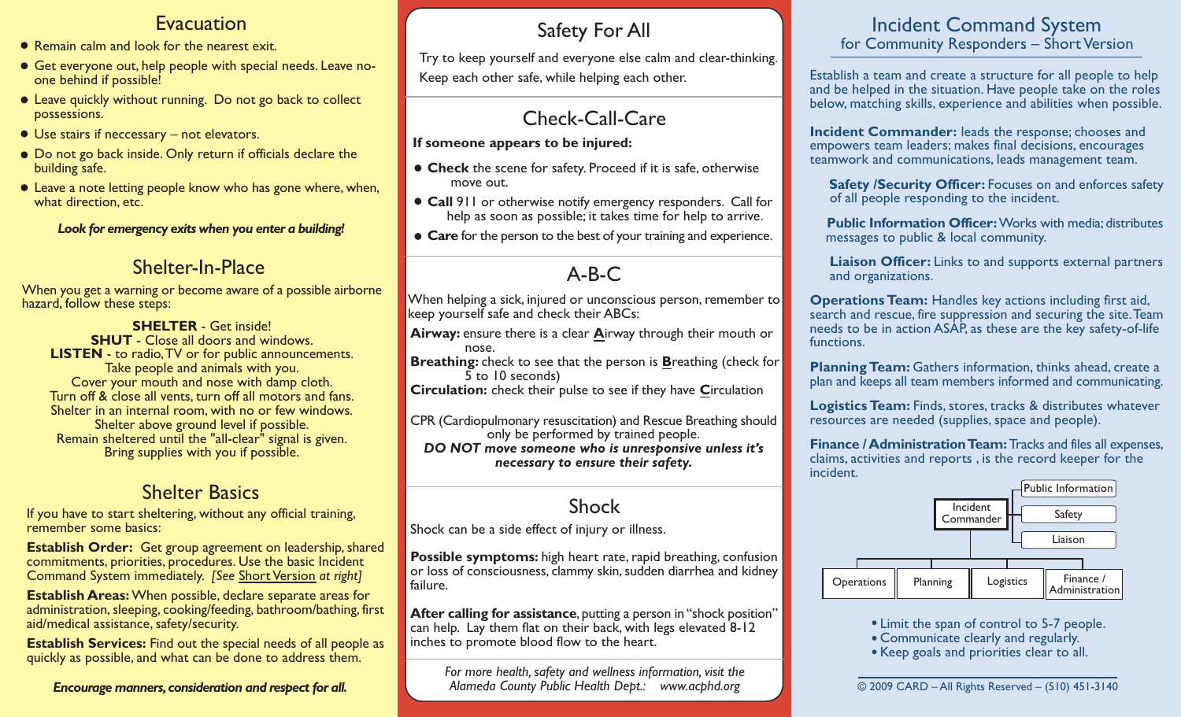## Evacuation

- Remain calm and look for the nearest exit.
- Get everyone out, help people with special needs. Leave no-one behind if possible!
- Leave quickly without running. Do not go back to collect possessions.
- Use stairs if neccessary – not elevators.
- Do not go back inside. Only return if officials declare the building safe.
- Leave a note letting people know who has gone where, when, what direction, etc.

***Look for emergency exits when you enter a building!***

## Shelter-In-Place

When you get a warning or become aware of a possible airborne hazard, follow these steps:

**SHELTER** - Get inside!
**SHUT** - Close all doors and windows.
**LISTEN** - to radio, TV or for public announcements.
Take people and animals with you.
Cover your mouth and nose with damp cloth.
Turn off & close all vents, turn off all motors and fans.
Shelter in an internal room, with no or few windows.
Shelter above ground level if possible.
Remain sheltered until the "all-clear" signal is given.
Bring supplies with you if possible.

## Shelter Basics

If you have to start sheltering, without any official training, remember some basics:

**Establish Order:** Get group agreement on leadership, shared commitments, priorities, procedures. Use the basic Incident Command System immediately. *[See* Short Version *at right]*

**Establish Areas:** When possible, declare separate areas for administration, sleeping, cooking/feeding, bathroom/bathing, first aid/medical assistance, safety/security.

**Establish Services:** Find out the special needs of all people as quickly as possible, and what can be done to address them.

***Encourage manners, consideration and respect for all.***

## Safety For All

Try to keep yourself and everyone else calm and clear-thinking. Keep each other safe, while helping each other.

## Check-Call-Care

**If someone appears to be injured:**

- **Check** the scene for safety. Proceed if it is safe, otherwise move out.
- **Call** 911 or otherwise notify emergency responders. Call for help as soon as possible; it takes time for help to arrive.
- **Care** for the person to the best of your training and experience.

## A-B-C

When helping a sick, injured or unconscious person, remember to keep yourself safe and check their ABCs:

**Airway:** ensure there is a clear **A**irway through their mouth or nose.
**Breathing:** check to see that the person is **B**reathing (check for 5 to 10 seconds)
**Circulation:** check their pulse to see if they have **C**irculation

CPR (Cardiopulmonary resuscitation) and Rescue Breathing should only be performed by trained people.
***DO NOT move someone who is unresponsive unless it's necessary to ensure their safety.***

## Shock

Shock can be a side effect of injury or illness.

**Possible symptoms:** high heart rate, rapid breathing, confusion or loss of consciousness, clammy skin, sudden diarrhea and kidney failure.

**After calling for assistance**, putting a person in "shock position" can help. Lay them flat on their back, with legs elevated 8-12 inches to promote blood flow to the heart.

*For more health, safety and wellness information, visit the Alameda County Public Health Dept.: www.acphd.org*

## Incident Command System
### for Community Responders – Short Version

Establish a team and create a structure for all people to help and be helped in the situation. Have people take on the roles below, matching skills, experience and abilities when possible.

**Incident Commander:** leads the response; chooses and empowers team leaders; makes final decisions, encourages teamwork and communications, leads management team.

**Safety /Security Officer:** Focuses on and enforces safety of all people responding to the incident.

**Public Information Officer:** Works with media; distributes messages to public & local community.

**Liaison Officer:** Links to and supports external partners and organizations.

**Operations Team:** Handles key actions including first aid, search and rescue, fire suppression and securing the site. Team needs to be in action ASAP, as these are the key safety-of-life functions.

**Planning Team:** Gathers information, thinks ahead, create a plan and keeps all team members informed and communicating.

**Logistics Team:** Finds, stores, tracks & distributes whatever resources are needed (supplies, space and people).

**Finance / Administration Team:** Tracks and files all expenses, claims, activities and reports , is the record keeper for the incident.

Incident Commander
Public Information
Safety
Liaison
Operations
Planning
Logistics
Finance / Administration

- Limit the span of control to 5-7 people.
- Communicate clearly and regularly.
- Keep goals and priorities clear to all.

© 2009 CARD – All Rights Reserved – (510) 451-3140